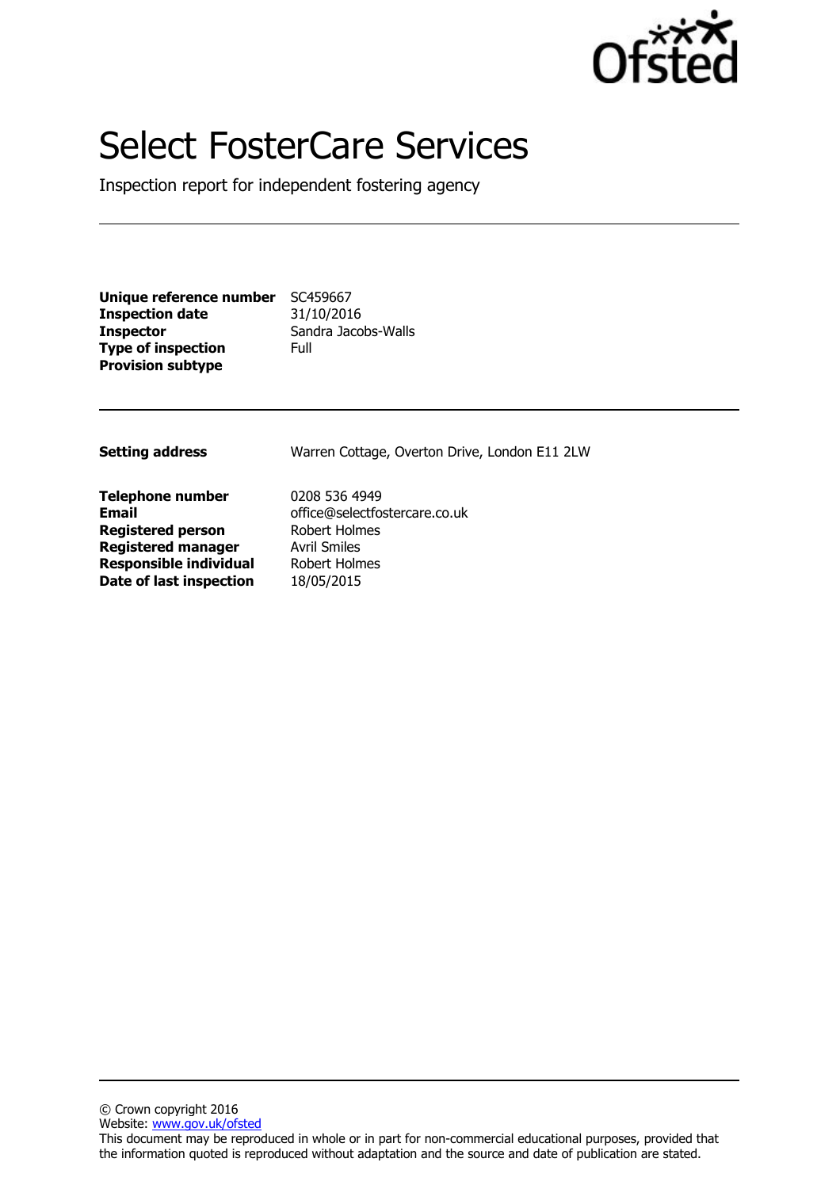# Select FosterCare Services

Inspection report for independent fostering agency

---

| | |
|---|---|
| **Unique reference number** | SC459667 |
| **Inspection date** | 31/10/2016 |
| **Inspector** | Sandra Jacobs-Walls |
| **Type of inspection** | Full |
| **Provision subtype** | |

---

| | |
|---|---|
| **Setting address** | Warren Cottage, Overton Drive, London E11 2LW |
| **Telephone number** | 0208 536 4949 |
| **Email** | office@selectfostercare.co.uk |
| **Registered person** | Robert Holmes |
| **Registered manager** | Avril Smiles |
| **Responsible individual** | Robert Holmes |
| **Date of last inspection** | 18/05/2015 |

---

© Crown copyright 2016
Website: [www.gov.uk/ofsted](www.gov.uk/ofsted)
This document may be reproduced in whole or in part for non-commercial educational purposes, provided that the information quoted is reproduced without adaptation and the source and date of publication are stated.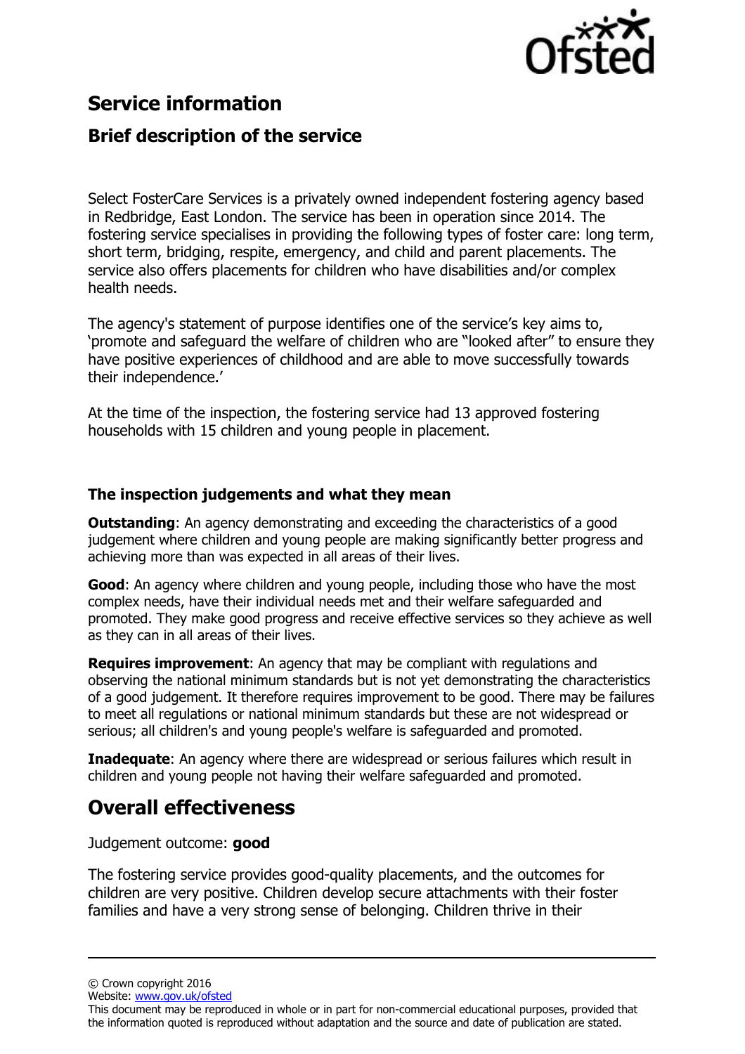# Service information

## Brief description of the service

Select FosterCare Services is a privately owned independent fostering agency based in Redbridge, East London. The service has been in operation since 2014. The fostering service specialises in providing the following types of foster care: long term, short term, bridging, respite, emergency, and child and parent placements. The service also offers placements for children who have disabilities and/or complex health needs.

The agency's statement of purpose identifies one of the service's key aims to, 'promote and safeguard the welfare of children who are "looked after" to ensure they have positive experiences of childhood and are able to move successfully towards their independence.'

At the time of the inspection, the fostering service had 13 approved fostering households with 15 children and young people in placement.

### The inspection judgements and what they mean

**Outstanding**: An agency demonstrating and exceeding the characteristics of a good judgement where children and young people are making significantly better progress and achieving more than was expected in all areas of their lives.

**Good**: An agency where children and young people, including those who have the most complex needs, have their individual needs met and their welfare safeguarded and promoted. They make good progress and receive effective services so they achieve as well as they can in all areas of their lives.

**Requires improvement**: An agency that may be compliant with regulations and observing the national minimum standards but is not yet demonstrating the characteristics of a good judgement. It therefore requires improvement to be good. There may be failures to meet all regulations or national minimum standards but these are not widespread or serious; all children's and young people's welfare is safeguarded and promoted.

**Inadequate**: An agency where there are widespread or serious failures which result in children and young people not having their welfare safeguarded and promoted.

# Overall effectiveness

Judgement outcome: **good**

The fostering service provides good-quality placements, and the outcomes for children are very positive. Children develop secure attachments with their foster families and have a very strong sense of belonging. Children thrive in their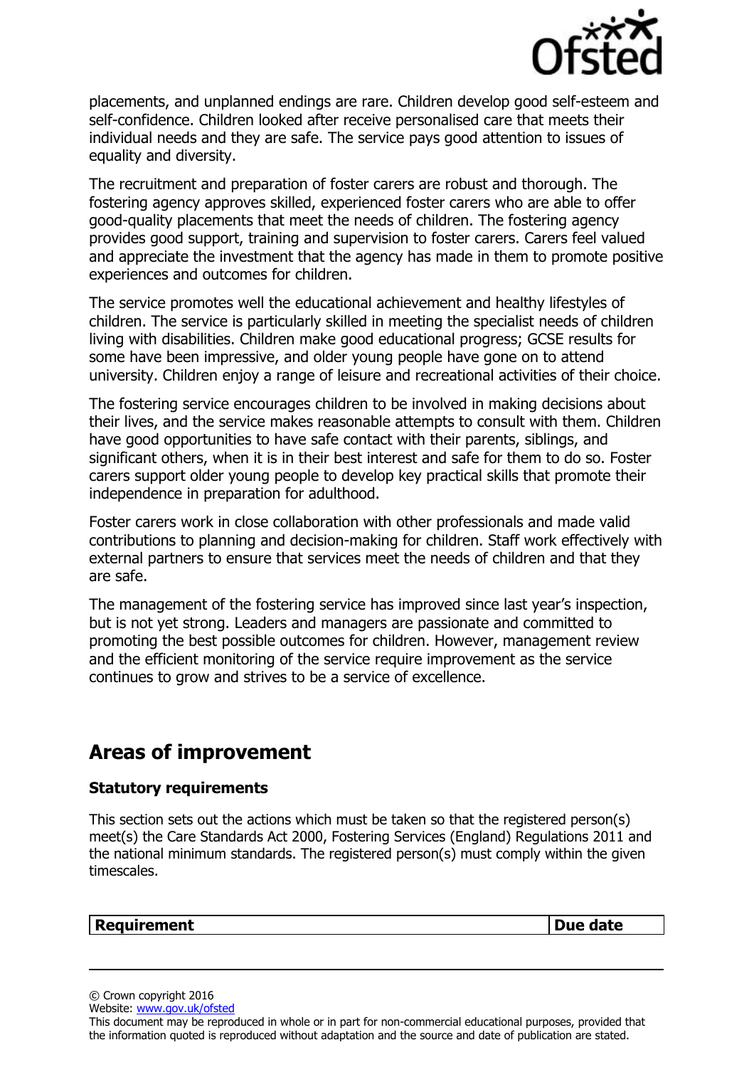placements, and unplanned endings are rare. Children develop good self-esteem and self-confidence. Children looked after receive personalised care that meets their individual needs and they are safe. The service pays good attention to issues of equality and diversity.

The recruitment and preparation of foster carers are robust and thorough. The fostering agency approves skilled, experienced foster carers who are able to offer good-quality placements that meet the needs of children. The fostering agency provides good support, training and supervision to foster carers. Carers feel valued and appreciate the investment that the agency has made in them to promote positive experiences and outcomes for children.

The service promotes well the educational achievement and healthy lifestyles of children. The service is particularly skilled in meeting the specialist needs of children living with disabilities. Children make good educational progress; GCSE results for some have been impressive, and older young people have gone on to attend university. Children enjoy a range of leisure and recreational activities of their choice.

The fostering service encourages children to be involved in making decisions about their lives, and the service makes reasonable attempts to consult with them. Children have good opportunities to have safe contact with their parents, siblings, and significant others, when it is in their best interest and safe for them to do so. Foster carers support older young people to develop key practical skills that promote their independence in preparation for adulthood.

Foster carers work in close collaboration with other professionals and made valid contributions to planning and decision-making for children. Staff work effectively with external partners to ensure that services meet the needs of children and that they are safe.

The management of the fostering service has improved since last year's inspection, but is not yet strong. Leaders and managers are passionate and committed to promoting the best possible outcomes for children. However, management review and the efficient monitoring of the service require improvement as the service continues to grow and strives to be a service of excellence.

## Areas of improvement

### Statutory requirements

This section sets out the actions which must be taken so that the registered person(s) meet(s) the Care Standards Act 2000, Fostering Services (England) Regulations 2011 and the national minimum standards. The registered person(s) must comply within the given timescales.

| Requirement | Due date |
| --- | --- |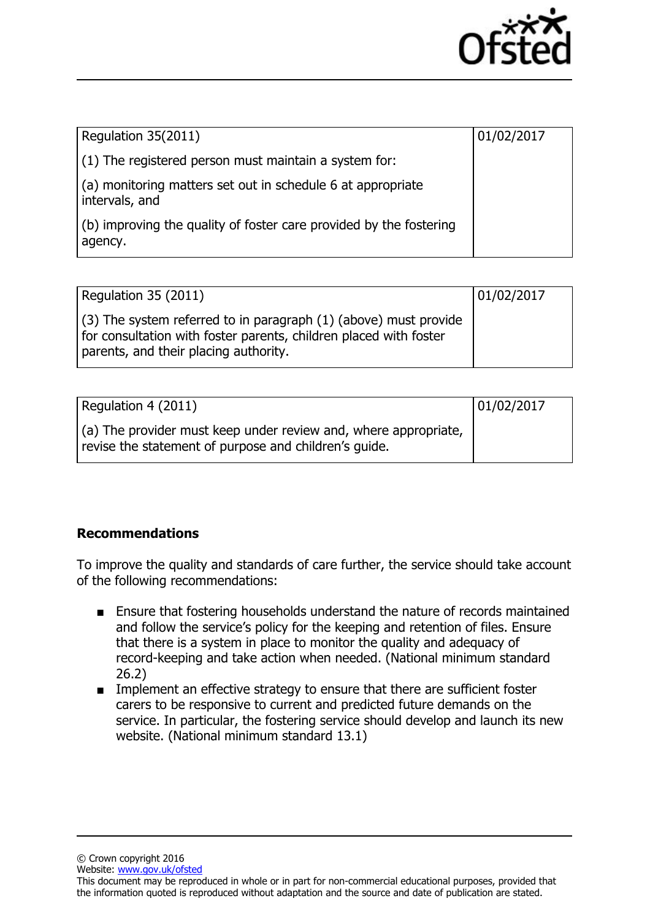| Regulation 35(2011) | 01/02/2017 |
|---|---|
| (1) The registered person must maintain a system for:<br>(a) monitoring matters set out in schedule 6 at appropriate intervals, and<br>(b) improving the quality of foster care provided by the fostering agency. | |

| Regulation 35 (2011) | 01/02/2017 |
|---|---|
| (3) The system referred to in paragraph (1) (above) must provide for consultation with foster parents, children placed with foster parents, and their placing authority. | |

| Regulation 4 (2011) | 01/02/2017 |
|---|---|
| (a) The provider must keep under review and, where appropriate, revise the statement of purpose and children's guide. | |

**Recommendations**

To improve the quality and standards of care further, the service should take account of the following recommendations:

- Ensure that fostering households understand the nature of records maintained and follow the service's policy for the keeping and retention of files. Ensure that there is a system in place to monitor the quality and adequacy of record-keeping and take action when needed. (National minimum standard 26.2)
- Implement an effective strategy to ensure that there are sufficient foster carers to be responsive to current and predicted future demands on the service. In particular, the fostering service should develop and launch its new website. (National minimum standard 13.1)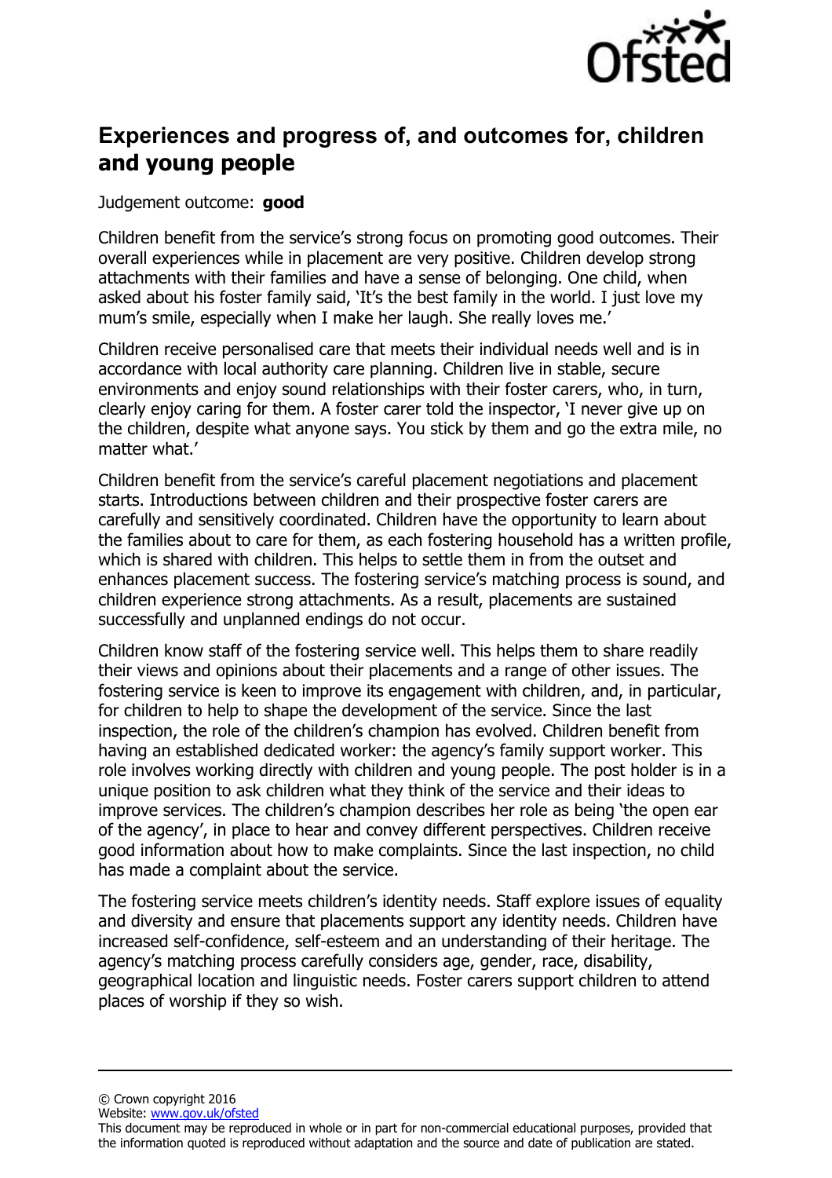## Experiences and progress of, and outcomes for, children and young people

Judgement outcome: **good**

Children benefit from the service's strong focus on promoting good outcomes. Their overall experiences while in placement are very positive. Children develop strong attachments with their families and have a sense of belonging. One child, when asked about his foster family said, 'It's the best family in the world. I just love my mum's smile, especially when I make her laugh. She really loves me.'

Children receive personalised care that meets their individual needs well and is in accordance with local authority care planning. Children live in stable, secure environments and enjoy sound relationships with their foster carers, who, in turn, clearly enjoy caring for them. A foster carer told the inspector, 'I never give up on the children, despite what anyone says. You stick by them and go the extra mile, no matter what.'

Children benefit from the service's careful placement negotiations and placement starts. Introductions between children and their prospective foster carers are carefully and sensitively coordinated. Children have the opportunity to learn about the families about to care for them, as each fostering household has a written profile, which is shared with children. This helps to settle them in from the outset and enhances placement success. The fostering service's matching process is sound, and children experience strong attachments. As a result, placements are sustained successfully and unplanned endings do not occur.

Children know staff of the fostering service well. This helps them to share readily their views and opinions about their placements and a range of other issues. The fostering service is keen to improve its engagement with children, and, in particular, for children to help to shape the development of the service. Since the last inspection, the role of the children's champion has evolved. Children benefit from having an established dedicated worker: the agency's family support worker. This role involves working directly with children and young people. The post holder is in a unique position to ask children what they think of the service and their ideas to improve services. The children's champion describes her role as being 'the open ear of the agency', in place to hear and convey different perspectives. Children receive good information about how to make complaints. Since the last inspection, no child has made a complaint about the service.

The fostering service meets children's identity needs. Staff explore issues of equality and diversity and ensure that placements support any identity needs. Children have increased self-confidence, self-esteem and an understanding of their heritage. The agency's matching process carefully considers age, gender, race, disability, geographical location and linguistic needs. Foster carers support children to attend places of worship if they so wish.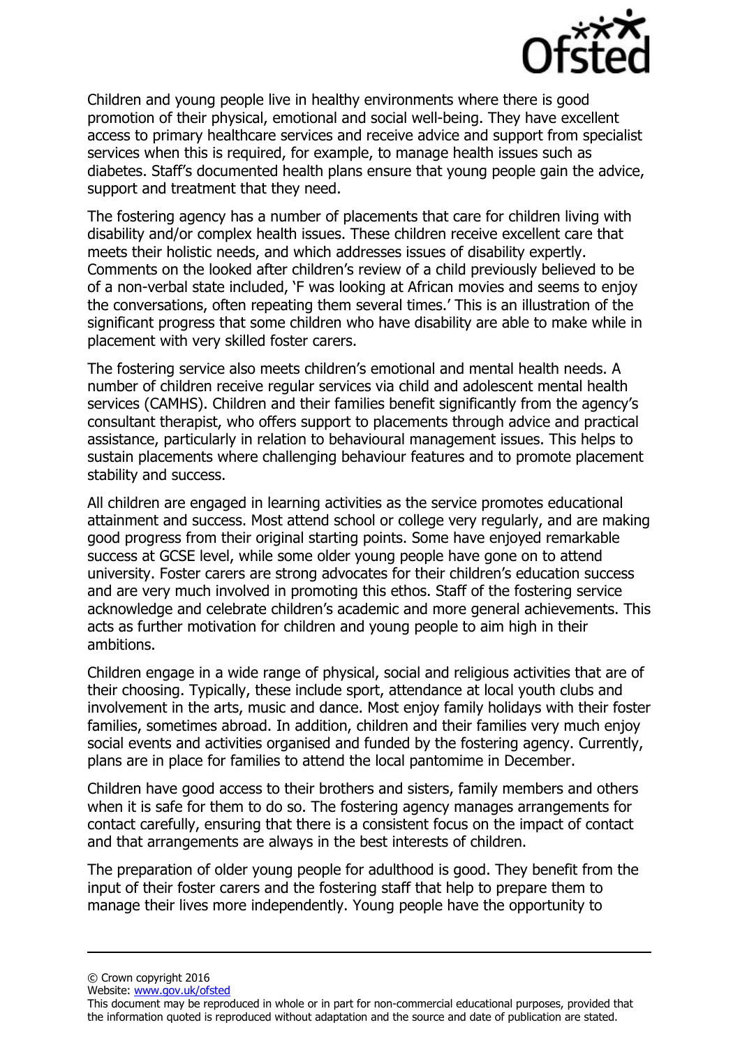Children and young people live in healthy environments where there is good promotion of their physical, emotional and social well-being. They have excellent access to primary healthcare services and receive advice and support from specialist services when this is required, for example, to manage health issues such as diabetes. Staff's documented health plans ensure that young people gain the advice, support and treatment that they need.

The fostering agency has a number of placements that care for children living with disability and/or complex health issues. These children receive excellent care that meets their holistic needs, and which addresses issues of disability expertly. Comments on the looked after children's review of a child previously believed to be of a non-verbal state included, 'F was looking at African movies and seems to enjoy the conversations, often repeating them several times.' This is an illustration of the significant progress that some children who have disability are able to make while in placement with very skilled foster carers.

The fostering service also meets children's emotional and mental health needs. A number of children receive regular services via child and adolescent mental health services (CAMHS). Children and their families benefit significantly from the agency's consultant therapist, who offers support to placements through advice and practical assistance, particularly in relation to behavioural management issues. This helps to sustain placements where challenging behaviour features and to promote placement stability and success.

All children are engaged in learning activities as the service promotes educational attainment and success. Most attend school or college very regularly, and are making good progress from their original starting points. Some have enjoyed remarkable success at GCSE level, while some older young people have gone on to attend university. Foster carers are strong advocates for their children's education success and are very much involved in promoting this ethos. Staff of the fostering service acknowledge and celebrate children's academic and more general achievements. This acts as further motivation for children and young people to aim high in their ambitions.

Children engage in a wide range of physical, social and religious activities that are of their choosing. Typically, these include sport, attendance at local youth clubs and involvement in the arts, music and dance. Most enjoy family holidays with their foster families, sometimes abroad. In addition, children and their families very much enjoy social events and activities organised and funded by the fostering agency. Currently, plans are in place for families to attend the local pantomime in December.

Children have good access to their brothers and sisters, family members and others when it is safe for them to do so. The fostering agency manages arrangements for contact carefully, ensuring that there is a consistent focus on the impact of contact and that arrangements are always in the best interests of children.

The preparation of older young people for adulthood is good. They benefit from the input of their foster carers and the fostering staff that help to prepare them to manage their lives more independently. Young people have the opportunity to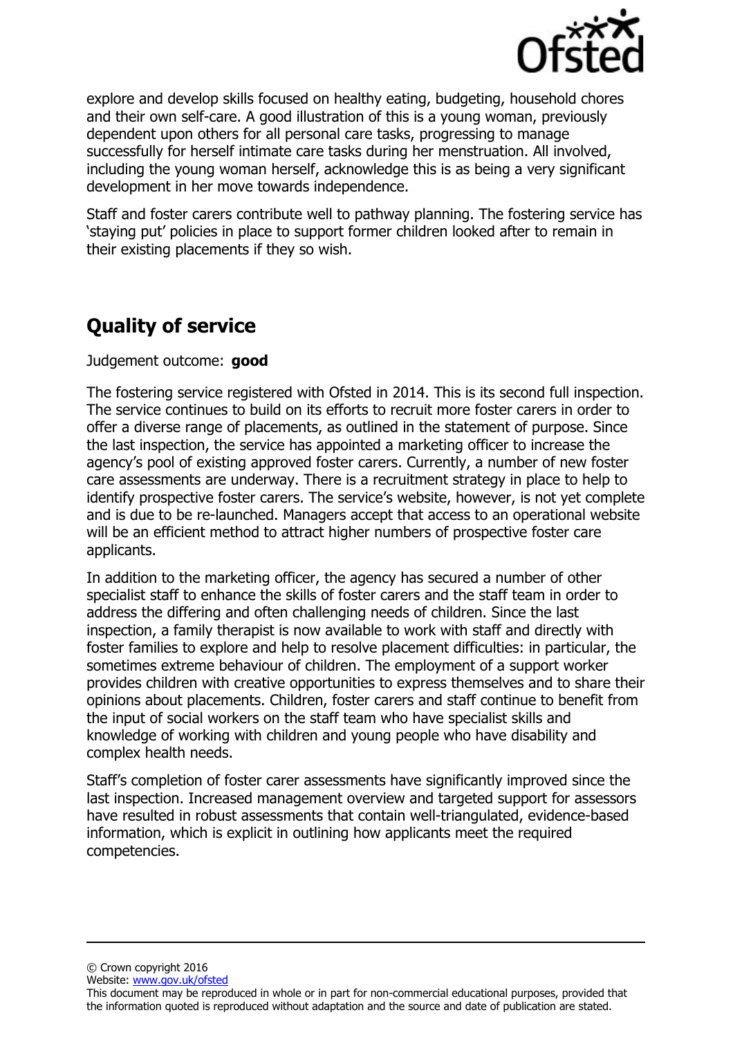explore and develop skills focused on healthy eating, budgeting, household chores and their own self-care. A good illustration of this is a young woman, previously dependent upon others for all personal care tasks, progressing to manage successfully for herself intimate care tasks during her menstruation. All involved, including the young woman herself, acknowledge this is as being a very significant development in her move towards independence.

Staff and foster carers contribute well to pathway planning. The fostering service has 'staying put' policies in place to support former children looked after to remain in their existing placements if they so wish.

## Quality of service

Judgement outcome: **good**

The fostering service registered with Ofsted in 2014. This is its second full inspection. The service continues to build on its efforts to recruit more foster carers in order to offer a diverse range of placements, as outlined in the statement of purpose. Since the last inspection, the service has appointed a marketing officer to increase the agency's pool of existing approved foster carers. Currently, a number of new foster care assessments are underway. There is a recruitment strategy in place to help to identify prospective foster carers. The service's website, however, is not yet complete and is due to be re-launched. Managers accept that access to an operational website will be an efficient method to attract higher numbers of prospective foster care applicants.

In addition to the marketing officer, the agency has secured a number of other specialist staff to enhance the skills of foster carers and the staff team in order to address the differing and often challenging needs of children. Since the last inspection, a family therapist is now available to work with staff and directly with foster families to explore and help to resolve placement difficulties: in particular, the sometimes extreme behaviour of children. The employment of a support worker provides children with creative opportunities to express themselves and to share their opinions about placements. Children, foster carers and staff continue to benefit from the input of social workers on the staff team who have specialist skills and knowledge of working with children and young people who have disability and complex health needs.

Staff's completion of foster carer assessments have significantly improved since the last inspection. Increased management overview and targeted support for assessors have resulted in robust assessments that contain well-triangulated, evidence-based information, which is explicit in outlining how applicants meet the required competencies.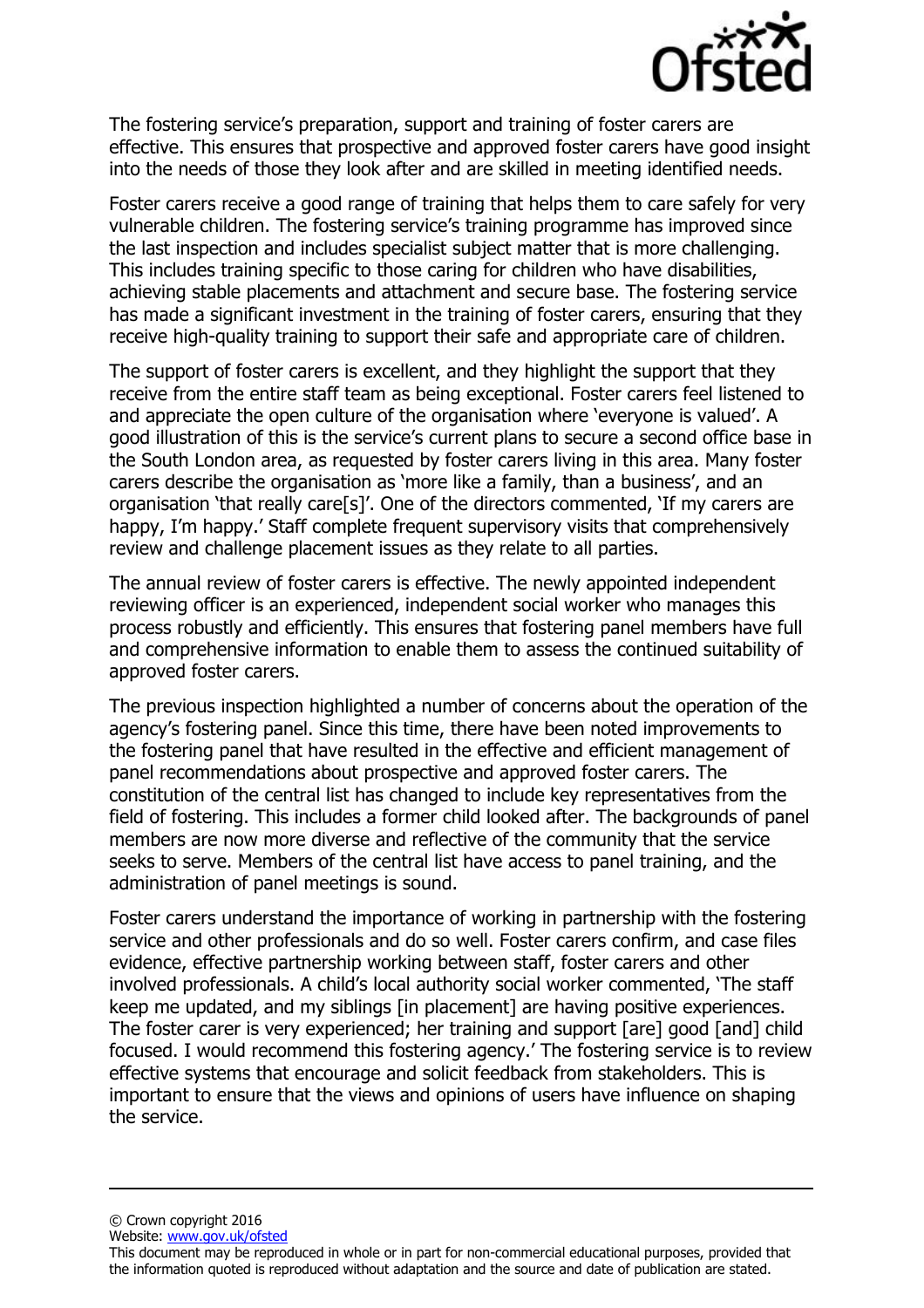The fostering service's preparation, support and training of foster carers are effective. This ensures that prospective and approved foster carers have good insight into the needs of those they look after and are skilled in meeting identified needs.

Foster carers receive a good range of training that helps them to care safely for very vulnerable children. The fostering service's training programme has improved since the last inspection and includes specialist subject matter that is more challenging. This includes training specific to those caring for children who have disabilities, achieving stable placements and attachment and secure base. The fostering service has made a significant investment in the training of foster carers, ensuring that they receive high-quality training to support their safe and appropriate care of children.

The support of foster carers is excellent, and they highlight the support that they receive from the entire staff team as being exceptional. Foster carers feel listened to and appreciate the open culture of the organisation where 'everyone is valued'. A good illustration of this is the service's current plans to secure a second office base in the South London area, as requested by foster carers living in this area. Many foster carers describe the organisation as 'more like a family, than a business', and an organisation 'that really care[s]'. One of the directors commented, 'If my carers are happy, I'm happy.' Staff complete frequent supervisory visits that comprehensively review and challenge placement issues as they relate to all parties.

The annual review of foster carers is effective. The newly appointed independent reviewing officer is an experienced, independent social worker who manages this process robustly and efficiently. This ensures that fostering panel members have full and comprehensive information to enable them to assess the continued suitability of approved foster carers.

The previous inspection highlighted a number of concerns about the operation of the agency's fostering panel. Since this time, there have been noted improvements to the fostering panel that have resulted in the effective and efficient management of panel recommendations about prospective and approved foster carers. The constitution of the central list has changed to include key representatives from the field of fostering. This includes a former child looked after. The backgrounds of panel members are now more diverse and reflective of the community that the service seeks to serve. Members of the central list have access to panel training, and the administration of panel meetings is sound.

Foster carers understand the importance of working in partnership with the fostering service and other professionals and do so well. Foster carers confirm, and case files evidence, effective partnership working between staff, foster carers and other involved professionals. A child's local authority social worker commented, 'The staff keep me updated, and my siblings [in placement] are having positive experiences. The foster carer is very experienced; her training and support [are] good [and] child focused. I would recommend this fostering agency.' The fostering service is to review effective systems that encourage and solicit feedback from stakeholders. This is important to ensure that the views and opinions of users have influence on shaping the service.

© Crown copyright 2016
Website: www.gov.uk/ofsted
This document may be reproduced in whole or in part for non-commercial educational purposes, provided that the information quoted is reproduced without adaptation and the source and date of publication are stated.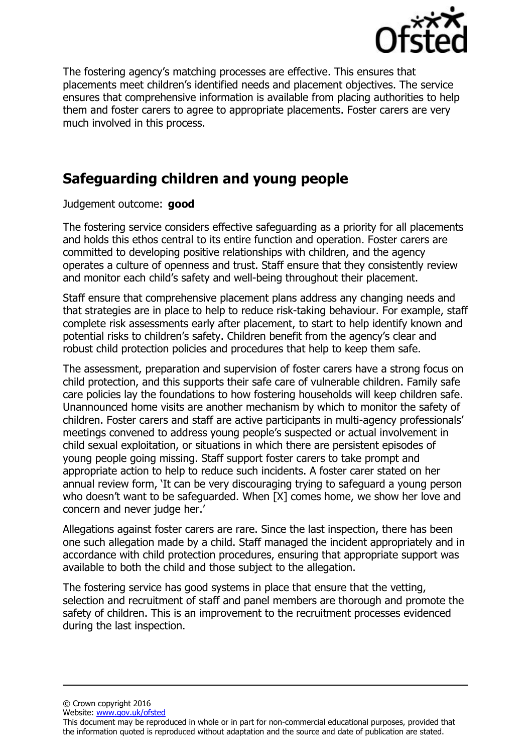The fostering agency's matching processes are effective. This ensures that placements meet children's identified needs and placement objectives. The service ensures that comprehensive information is available from placing authorities to help them and foster carers to agree to appropriate placements. Foster carers are very much involved in this process.

## Safeguarding children and young people

Judgement outcome: **good**

The fostering service considers effective safeguarding as a priority for all placements and holds this ethos central to its entire function and operation. Foster carers are committed to developing positive relationships with children, and the agency operates a culture of openness and trust. Staff ensure that they consistently review and monitor each child's safety and well-being throughout their placement.

Staff ensure that comprehensive placement plans address any changing needs and that strategies are in place to help to reduce risk-taking behaviour. For example, staff complete risk assessments early after placement, to start to help identify known and potential risks to children's safety. Children benefit from the agency's clear and robust child protection policies and procedures that help to keep them safe.

The assessment, preparation and supervision of foster carers have a strong focus on child protection, and this supports their safe care of vulnerable children. Family safe care policies lay the foundations to how fostering households will keep children safe. Unannounced home visits are another mechanism by which to monitor the safety of children. Foster carers and staff are active participants in multi-agency professionals' meetings convened to address young people's suspected or actual involvement in child sexual exploitation, or situations in which there are persistent episodes of young people going missing. Staff support foster carers to take prompt and appropriate action to help to reduce such incidents. A foster carer stated on her annual review form, 'It can be very discouraging trying to safeguard a young person who doesn't want to be safeguarded. When [X] comes home, we show her love and concern and never judge her.'

Allegations against foster carers are rare. Since the last inspection, there has been one such allegation made by a child. Staff managed the incident appropriately and in accordance with child protection procedures, ensuring that appropriate support was available to both the child and those subject to the allegation.

The fostering service has good systems in place that ensure that the vetting, selection and recruitment of staff and panel members are thorough and promote the safety of children. This is an improvement to the recruitment processes evidenced during the last inspection.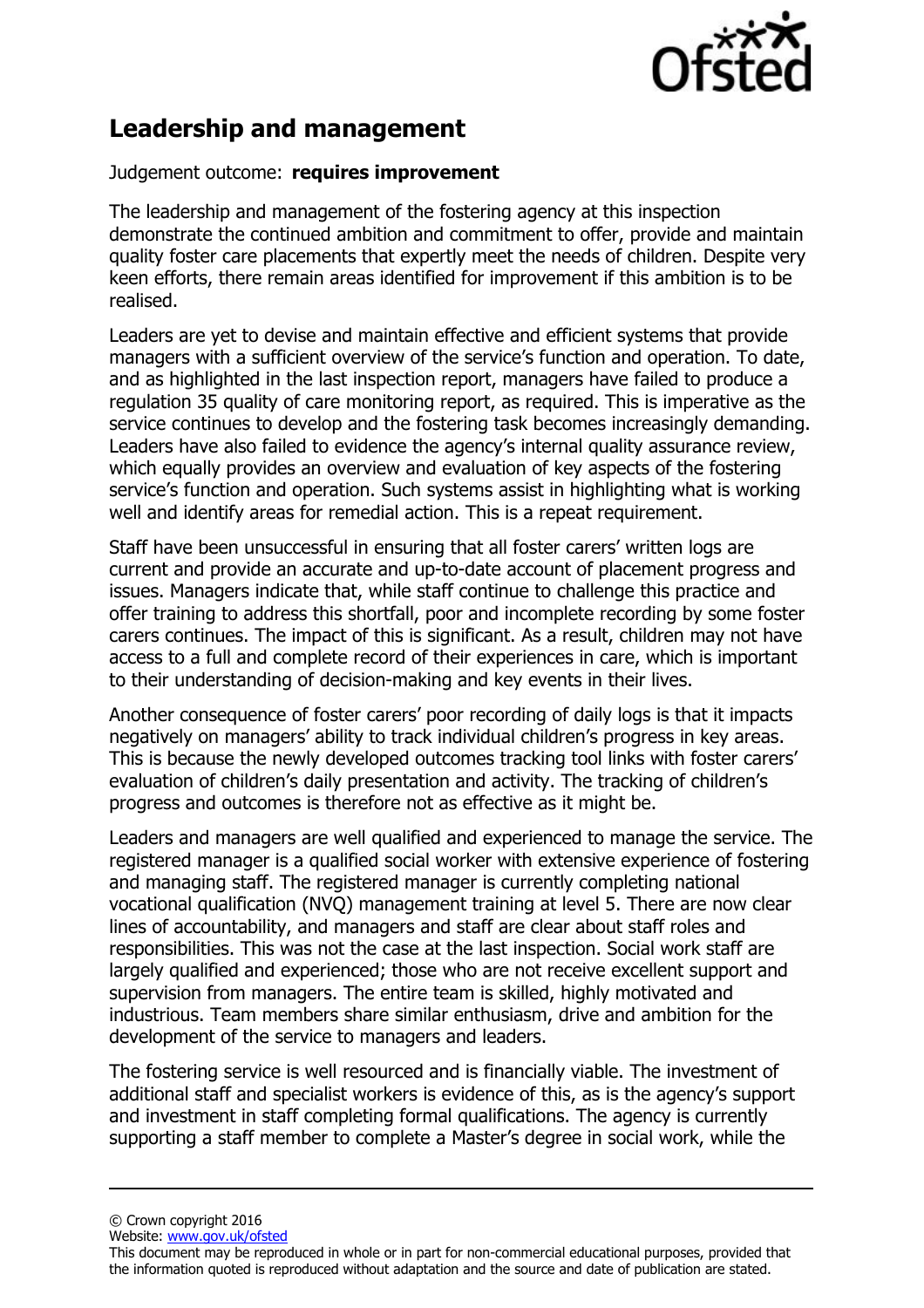## Leadership and management

Judgement outcome: **requires improvement**

The leadership and management of the fostering agency at this inspection demonstrate the continued ambition and commitment to offer, provide and maintain quality foster care placements that expertly meet the needs of children. Despite very keen efforts, there remain areas identified for improvement if this ambition is to be realised.

Leaders are yet to devise and maintain effective and efficient systems that provide managers with a sufficient overview of the service's function and operation. To date, and as highlighted in the last inspection report, managers have failed to produce a regulation 35 quality of care monitoring report, as required. This is imperative as the service continues to develop and the fostering task becomes increasingly demanding. Leaders have also failed to evidence the agency's internal quality assurance review, which equally provides an overview and evaluation of key aspects of the fostering service's function and operation. Such systems assist in highlighting what is working well and identify areas for remedial action. This is a repeat requirement.

Staff have been unsuccessful in ensuring that all foster carers' written logs are current and provide an accurate and up-to-date account of placement progress and issues. Managers indicate that, while staff continue to challenge this practice and offer training to address this shortfall, poor and incomplete recording by some foster carers continues. The impact of this is significant. As a result, children may not have access to a full and complete record of their experiences in care, which is important to their understanding of decision-making and key events in their lives.

Another consequence of foster carers' poor recording of daily logs is that it impacts negatively on managers' ability to track individual children's progress in key areas. This is because the newly developed outcomes tracking tool links with foster carers' evaluation of children's daily presentation and activity. The tracking of children's progress and outcomes is therefore not as effective as it might be.

Leaders and managers are well qualified and experienced to manage the service. The registered manager is a qualified social worker with extensive experience of fostering and managing staff. The registered manager is currently completing national vocational qualification (NVQ) management training at level 5. There are now clear lines of accountability, and managers and staff are clear about staff roles and responsibilities. This was not the case at the last inspection. Social work staff are largely qualified and experienced; those who are not receive excellent support and supervision from managers. The entire team is skilled, highly motivated and industrious. Team members share similar enthusiasm, drive and ambition for the development of the service to managers and leaders.

The fostering service is well resourced and is financially viable. The investment of additional staff and specialist workers is evidence of this, as is the agency's support and investment in staff completing formal qualifications. The agency is currently supporting a staff member to complete a Master's degree in social work, while the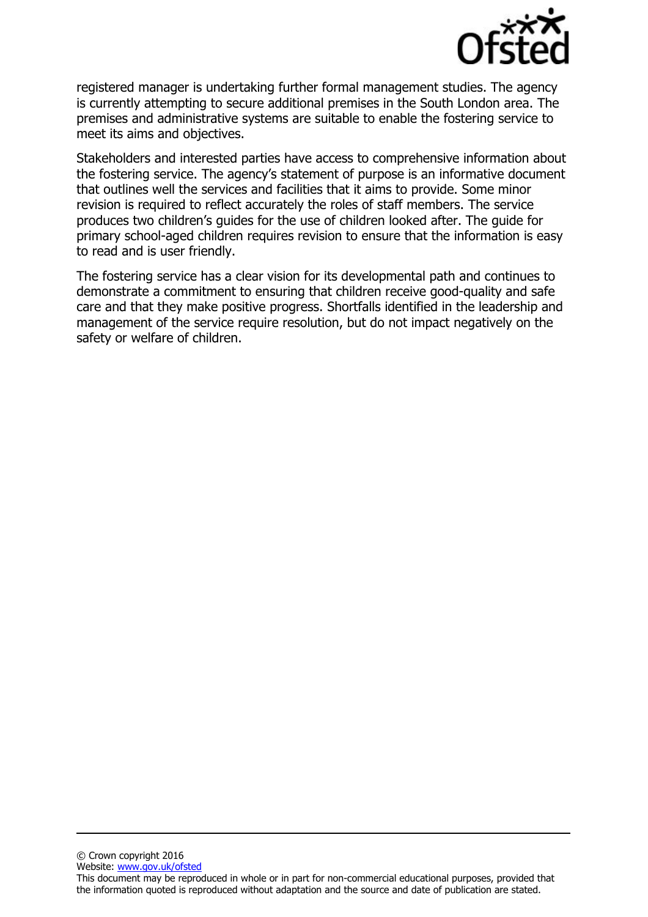registered manager is undertaking further formal management studies. The agency is currently attempting to secure additional premises in the South London area. The premises and administrative systems are suitable to enable the fostering service to meet its aims and objectives.

Stakeholders and interested parties have access to comprehensive information about the fostering service. The agency's statement of purpose is an informative document that outlines well the services and facilities that it aims to provide. Some minor revision is required to reflect accurately the roles of staff members. The service produces two children's guides for the use of children looked after. The guide for primary school-aged children requires revision to ensure that the information is easy to read and is user friendly.

The fostering service has a clear vision for its developmental path and continues to demonstrate a commitment to ensuring that children receive good-quality and safe care and that they make positive progress. Shortfalls identified in the leadership and management of the service require resolution, but do not impact negatively on the safety or welfare of children.

© Crown copyright 2016

Website: www.gov.uk/ofsted

This document may be reproduced in whole or in part for non-commercial educational purposes, provided that the information quoted is reproduced without adaptation and the source and date of publication are stated.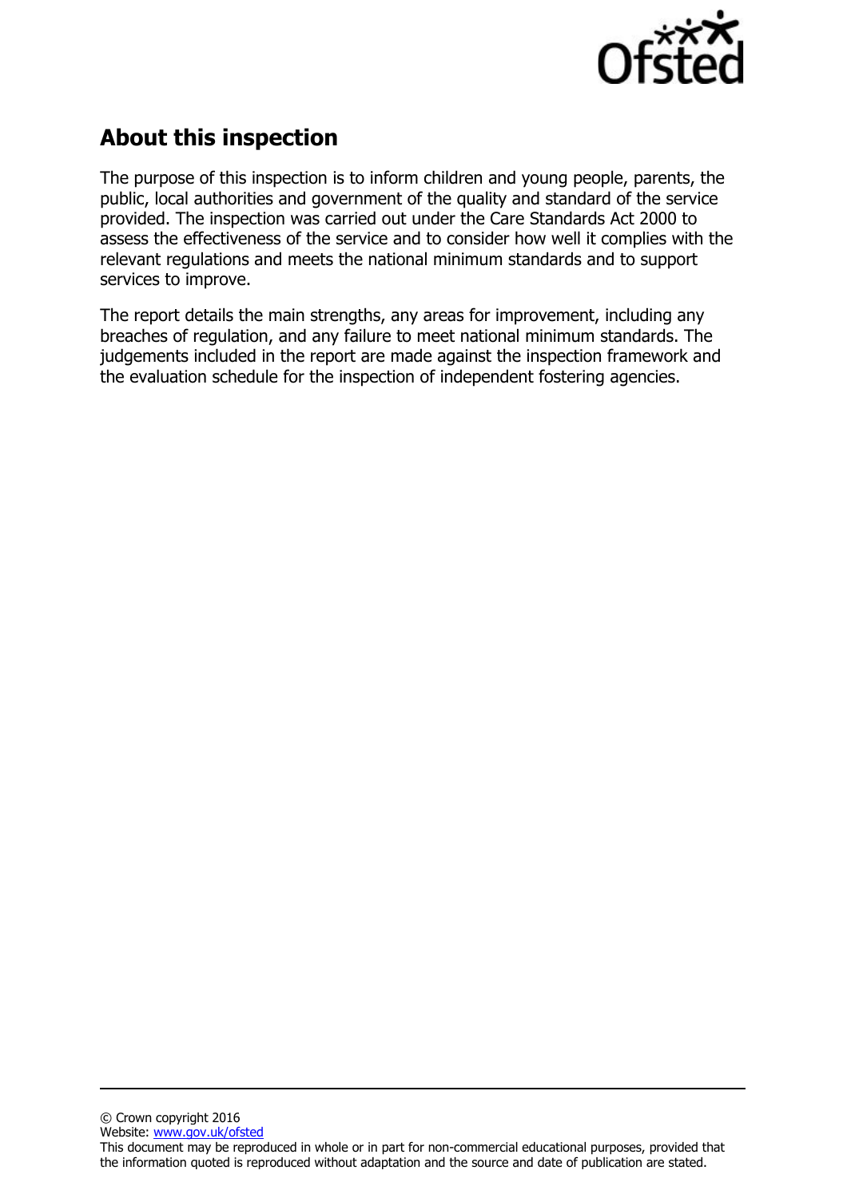## About this inspection

The purpose of this inspection is to inform children and young people, parents, the public, local authorities and government of the quality and standard of the service provided. The inspection was carried out under the Care Standards Act 2000 to assess the effectiveness of the service and to consider how well it complies with the relevant regulations and meets the national minimum standards and to support services to improve.

The report details the main strengths, any areas for improvement, including any breaches of regulation, and any failure to meet national minimum standards. The judgements included in the report are made against the inspection framework and the evaluation schedule for the inspection of independent fostering agencies.

---

© Crown copyright 2016

Website: [www.gov.uk/ofsted](http://www.gov.uk/ofsted)

This document may be reproduced in whole or in part for non-commercial educational purposes, provided that the information quoted is reproduced without adaptation and the source and date of publication are stated.